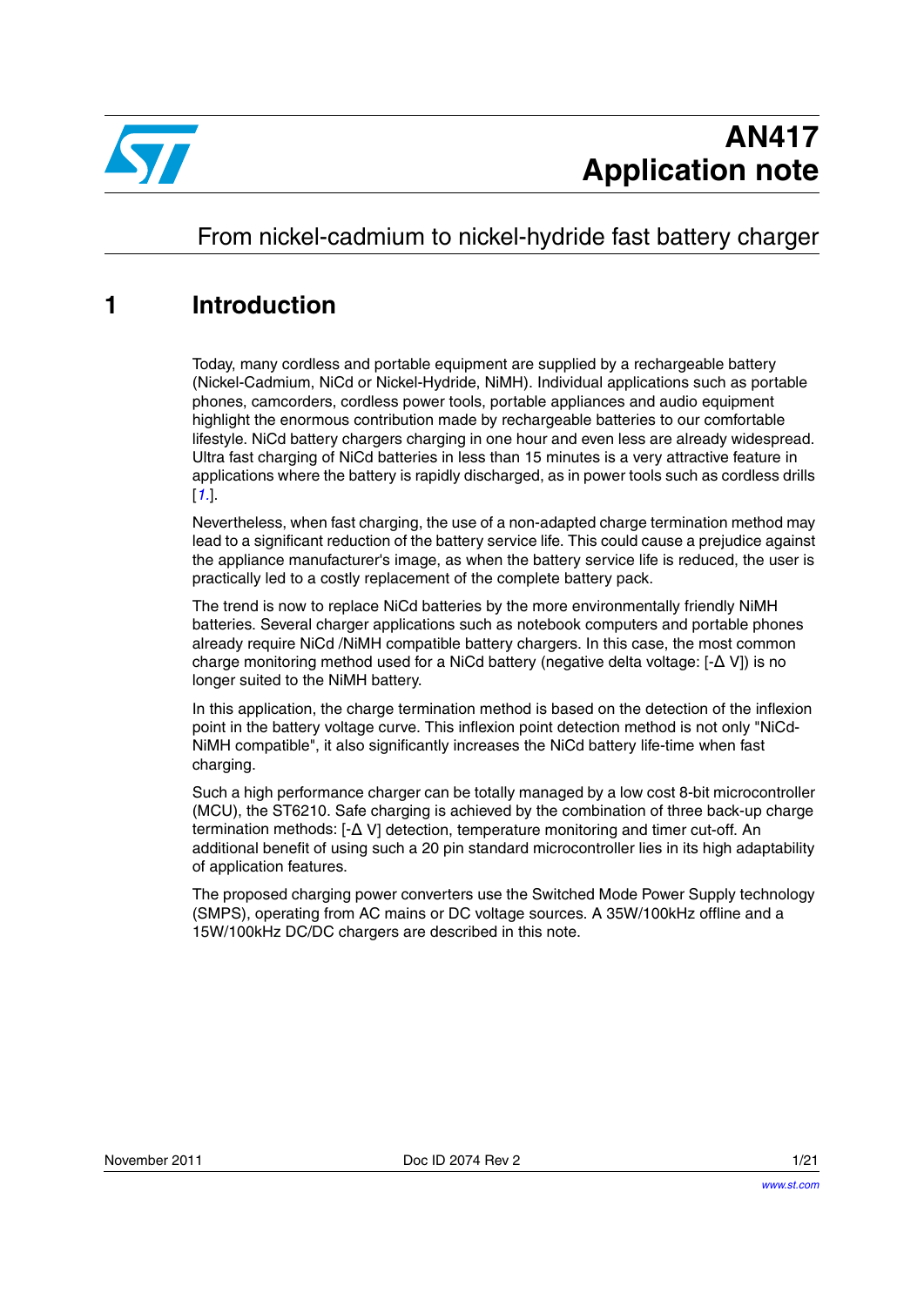# AN417
# Application note

## From nickel-cadmium to nickel-hydride fast battery charger

## 1 Introduction

Today, many cordless and portable equipment are supplied by a rechargeable battery (Nickel-Cadmium, NiCd or Nickel-Hydride, NiMH). Individual applications such as portable phones, camcorders, cordless power tools, portable appliances and audio equipment highlight the enormous contribution made by rechargeable batteries to our comfortable lifestyle. NiCd battery chargers charging in one hour and even less are already widespread. Ultra fast charging of NiCd batteries in less than 15 minutes is a very attractive feature in applications where the battery is rapidly discharged, as in power tools such as cordless drills [1.].

Nevertheless, when fast charging, the use of a non-adapted charge termination method may lead to a significant reduction of the battery service life. This could cause a prejudice against the appliance manufacturer's image, as when the battery service life is reduced, the user is practically led to a costly replacement of the complete battery pack.

The trend is now to replace NiCd batteries by the more environmentally friendly NiMH batteries. Several charger applications such as notebook computers and portable phones already require NiCd /NiMH compatible battery chargers. In this case, the most common charge monitoring method used for a NiCd battery (negative delta voltage: [-Δ V]) is no longer suited to the NiMH battery.

In this application, the charge termination method is based on the detection of the inflexion point in the battery voltage curve. This inflexion point detection method is not only "NiCd-NiMH compatible", it also significantly increases the NiCd battery life-time when fast charging.

Such a high performance charger can be totally managed by a low cost 8-bit microcontroller (MCU), the ST6210. Safe charging is achieved by the combination of three back-up charge termination methods: [-Δ V] detection, temperature monitoring and timer cut-off. An additional benefit of using such a 20 pin standard microcontroller lies in its high adaptability of application features.

The proposed charging power converters use the Switched Mode Power Supply technology (SMPS), operating from AC mains or DC voltage sources. A 35W/100kHz offline and a 15W/100kHz DC/DC chargers are described in this note.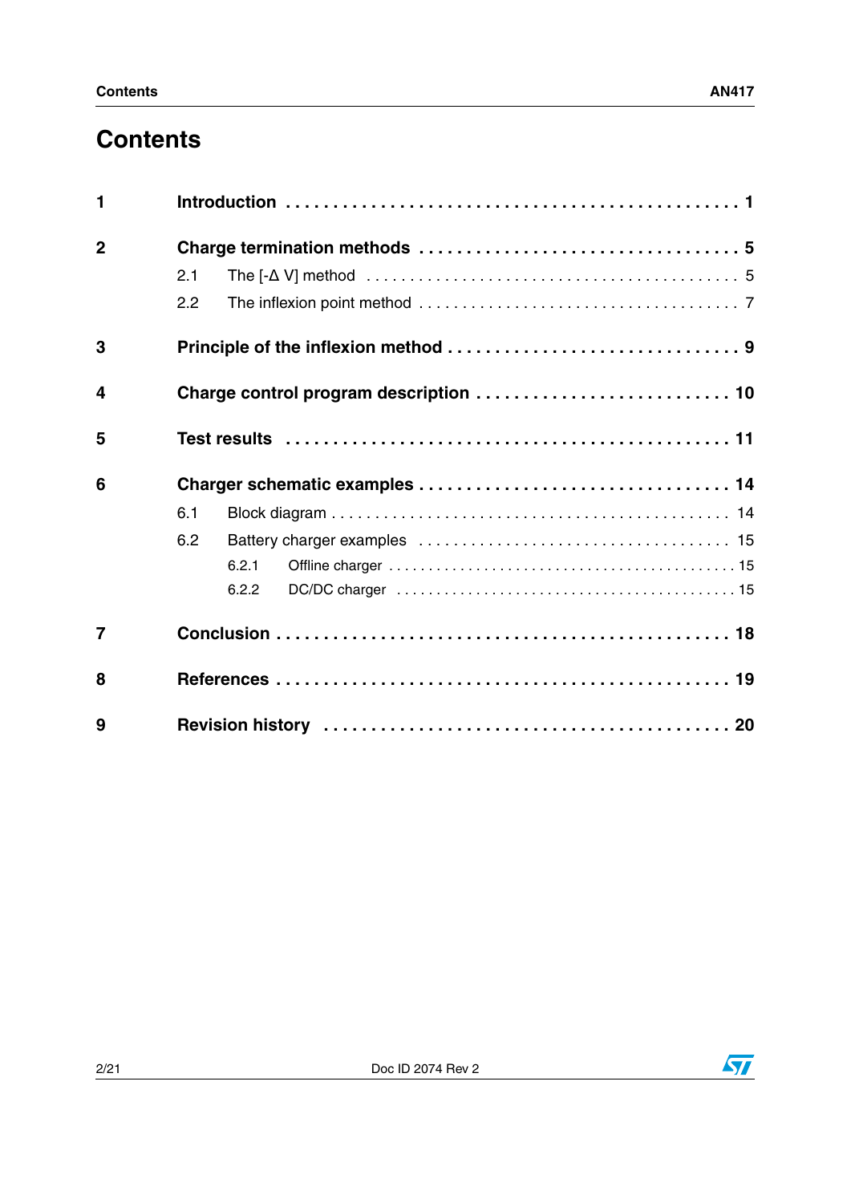# Contents

| | | |
|---|---|---|
| **1** | **Introduction** | **1** |
| **2** | **Charge termination methods** | **5** |
| 2.1 | The [-Δ V] method | 5 |
| 2.2 | The inflexion point method | 7 |
| **3** | **Principle of the inflexion method** | **9** |
| **4** | **Charge control program description** | **10** |
| **5** | **Test results** | **11** |
| **6** | **Charger schematic examples** | **14** |
| 6.1 | Block diagram | 14 |
| 6.2 | Battery charger examples | 15 |
| 6.2.1 | Offline charger | 15 |
| 6.2.2 | DC/DC charger | 15 |
| **7** | **Conclusion** | **18** |
| **8** | **References** | **19** |
| **9** | **Revision history** | **20** |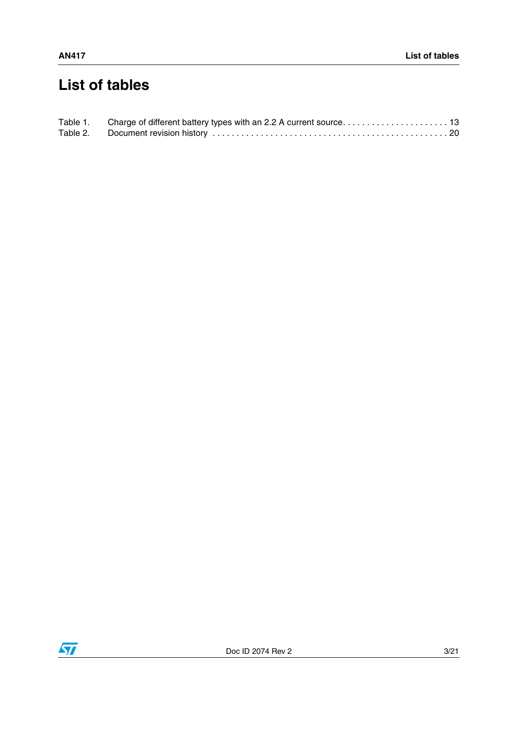# List of tables

Table 1. Charge of different battery types with an 2.2 A current source. . . . . . . . . . . . . . . . . . . . . . 13
Table 2. Document revision history . . . . . . . . . . . . . . . . . . . . . . . . . . . . . . . . . . . . . . . . . . . . . . . . 20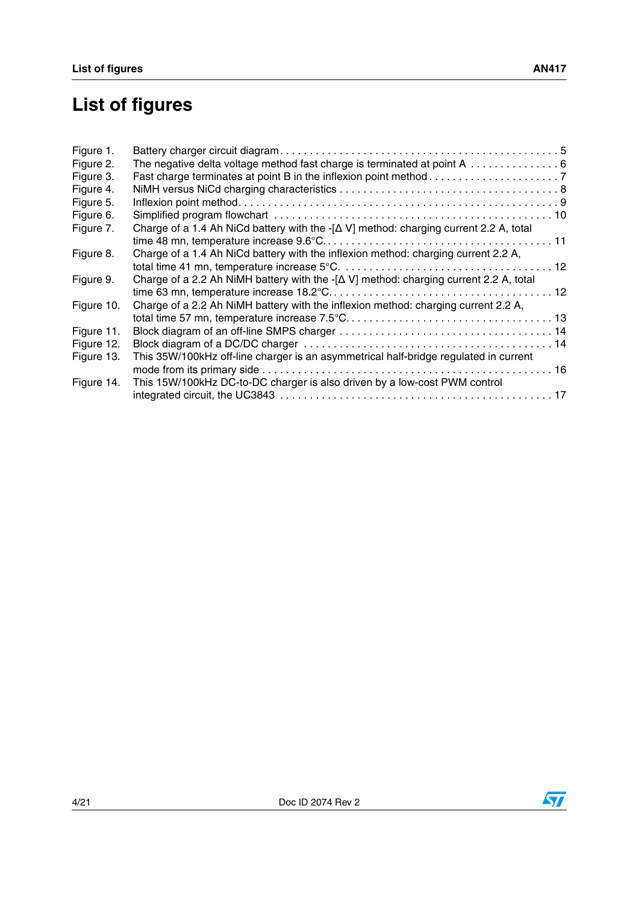# List of figures

| | | |
|---|---|---|
| Figure 1. | Battery charger circuit diagram | 5 |
| Figure 2. | The negative delta voltage method fast charge is terminated at point A | 6 |
| Figure 3. | Fast charge terminates at point B in the inflexion point method | 7 |
| Figure 4. | NiMH versus NiCd charging characteristics | 8 |
| Figure 5. | Inflexion point method | 9 |
| Figure 6. | Simplified program flowchart | 10 |
| Figure 7. | Charge of a 1.4 Ah NiCd battery with the -[Δ V] method: charging current 2.2 A, total time 48 mn, temperature increase 9.6°C | 11 |
| Figure 8. | Charge of a 1.4 Ah NiCd battery with the inflexion method: charging current 2.2 A, total time 41 mn, temperature increase 5°C | 12 |
| Figure 9. | Charge of a 2.2 Ah NiMH battery with the -[Δ V] method: charging current 2.2 A, total time 63 mn, temperature increase 18.2°C | 12 |
| Figure 10. | Charge of a 2.2 Ah NiMH battery with the inflexion method: charging current 2.2 A, total time 57 mn, temperature increase 7.5°C | 13 |
| Figure 11. | Block diagram of an off-line SMPS charger | 14 |
| Figure 12. | Block diagram of a DC/DC charger | 14 |
| Figure 13. | This 35W/100kHz off-line charger is an asymmetrical half-bridge regulated in current mode from its primary side | 16 |
| Figure 14. | This 15W/100kHz DC-to-DC charger is also driven by a low-cost PWM control integrated circuit, the UC3843 | 17 |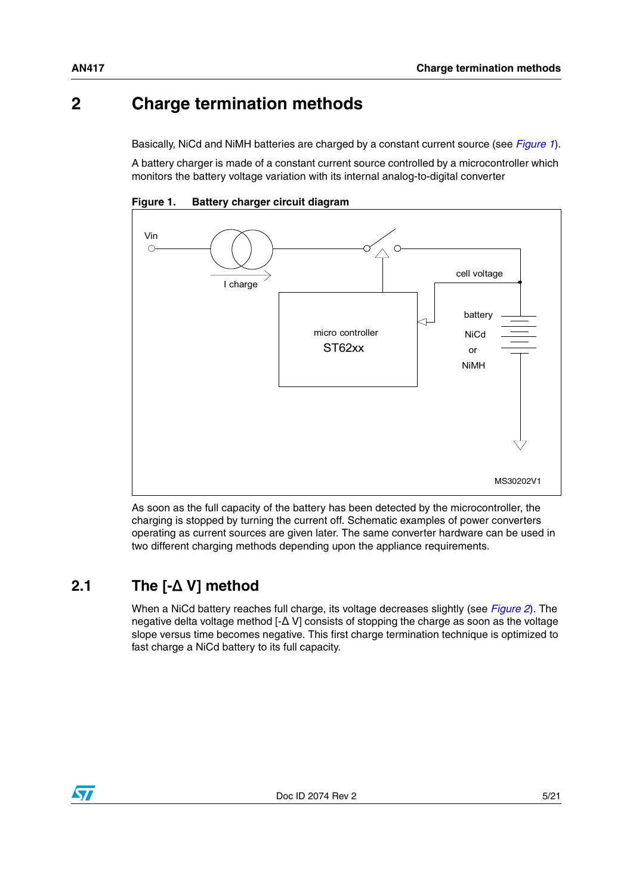# 2 Charge termination methods

Basically, NiCd and NiMH batteries are charged by a constant current source (see *Figure 1*).

A battery charger is made of a constant current source controlled by a microcontroller which monitors the battery voltage variation with its internal analog-to-digital converter

**Figure 1. Battery charger circuit diagram**

As soon as the full capacity of the battery has been detected by the microcontroller, the charging is stopped by turning the current off. Schematic examples of power converters operating as current sources are given later. The same converter hardware can be used in two different charging methods depending upon the appliance requirements.

## 2.1 The [-Δ V] method

When a NiCd battery reaches full charge, its voltage decreases slightly (see *Figure 2*). The negative delta voltage method [-Δ V] consists of stopping the charge as soon as the voltage slope versus time becomes negative. This first charge termination technique is optimized to fast charge a NiCd battery to its full capacity.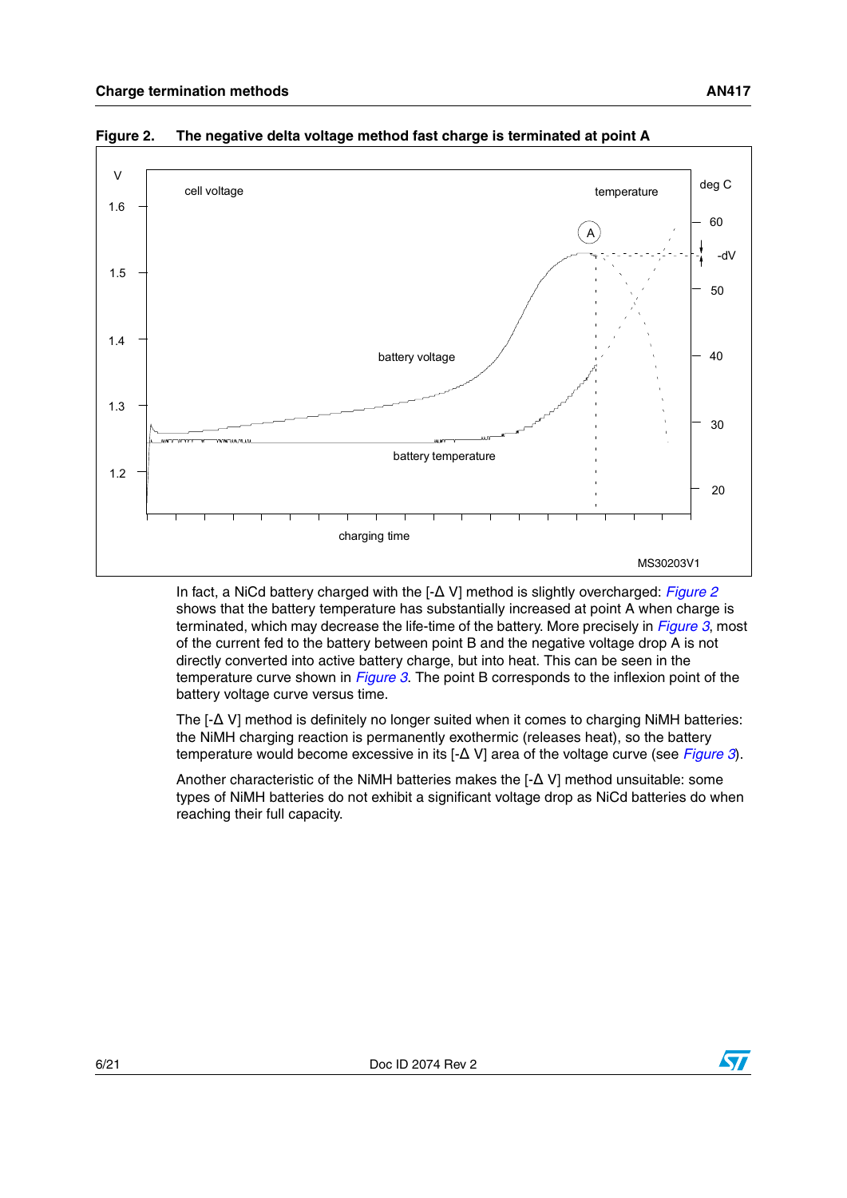Figure 2. The negative delta voltage method fast charge is terminated at point A

In fact, a NiCd battery charged with the [-Δ V] method is slightly overcharged: *Figure 2* shows that the battery temperature has substantially increased at point A when charge is terminated, which may decrease the life-time of the battery. More precisely in *Figure 3*, most of the current fed to the battery between point B and the negative voltage drop A is not directly converted into active battery charge, but into heat. This can be seen in the temperature curve shown in *Figure 3*. The point B corresponds to the inflexion point of the battery voltage curve versus time.

The [-Δ V] method is definitely no longer suited when it comes to charging NiMH batteries: the NiMH charging reaction is permanently exothermic (releases heat), so the battery temperature would become excessive in its [-Δ V] area of the voltage curve (see *Figure 3*).

Another characteristic of the NiMH batteries makes the [-Δ V] method unsuitable: some types of NiMH batteries do not exhibit a significant voltage drop as NiCd batteries do when reaching their full capacity.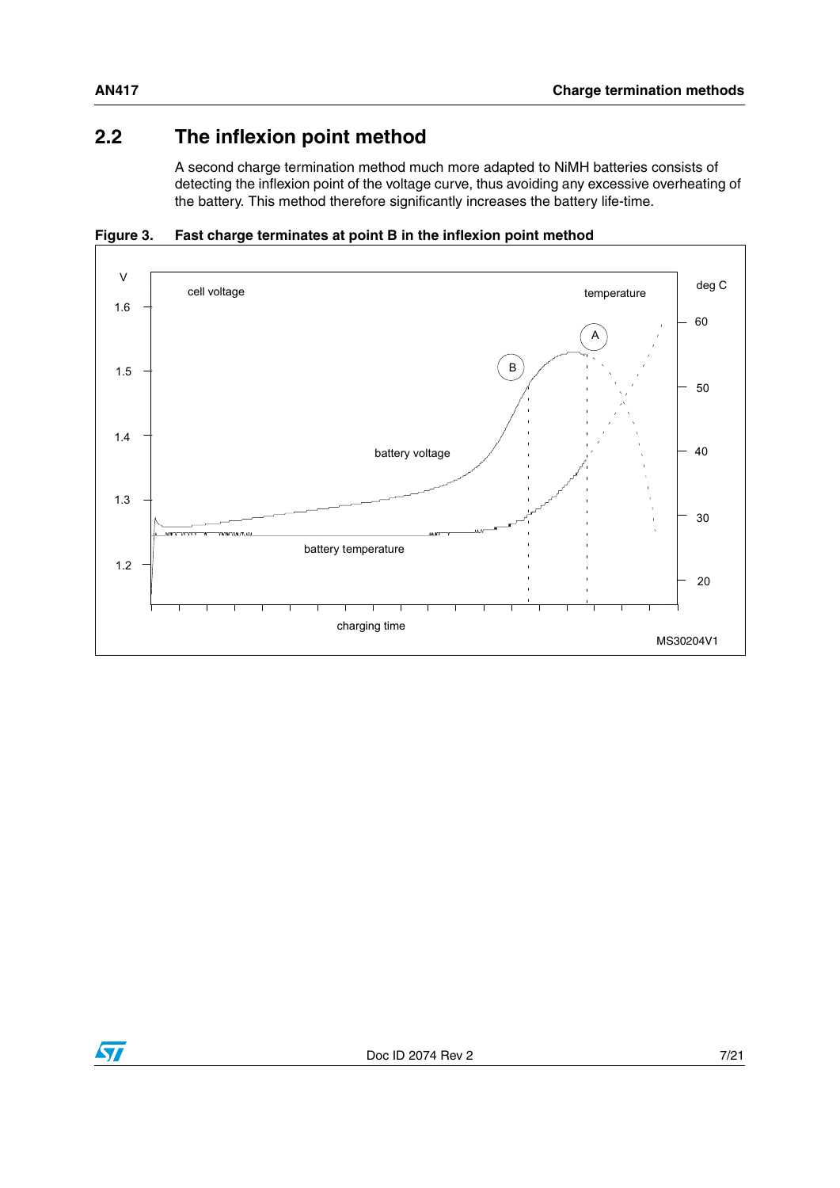## 2.2 The inflexion point method

A second charge termination method much more adapted to NiMH batteries consists of detecting the inflexion point of the voltage curve, thus avoiding any excessive overheating of the battery. This method therefore significantly increases the battery life-time.

**Figure 3. Fast charge terminates at point B in the inflexion point method**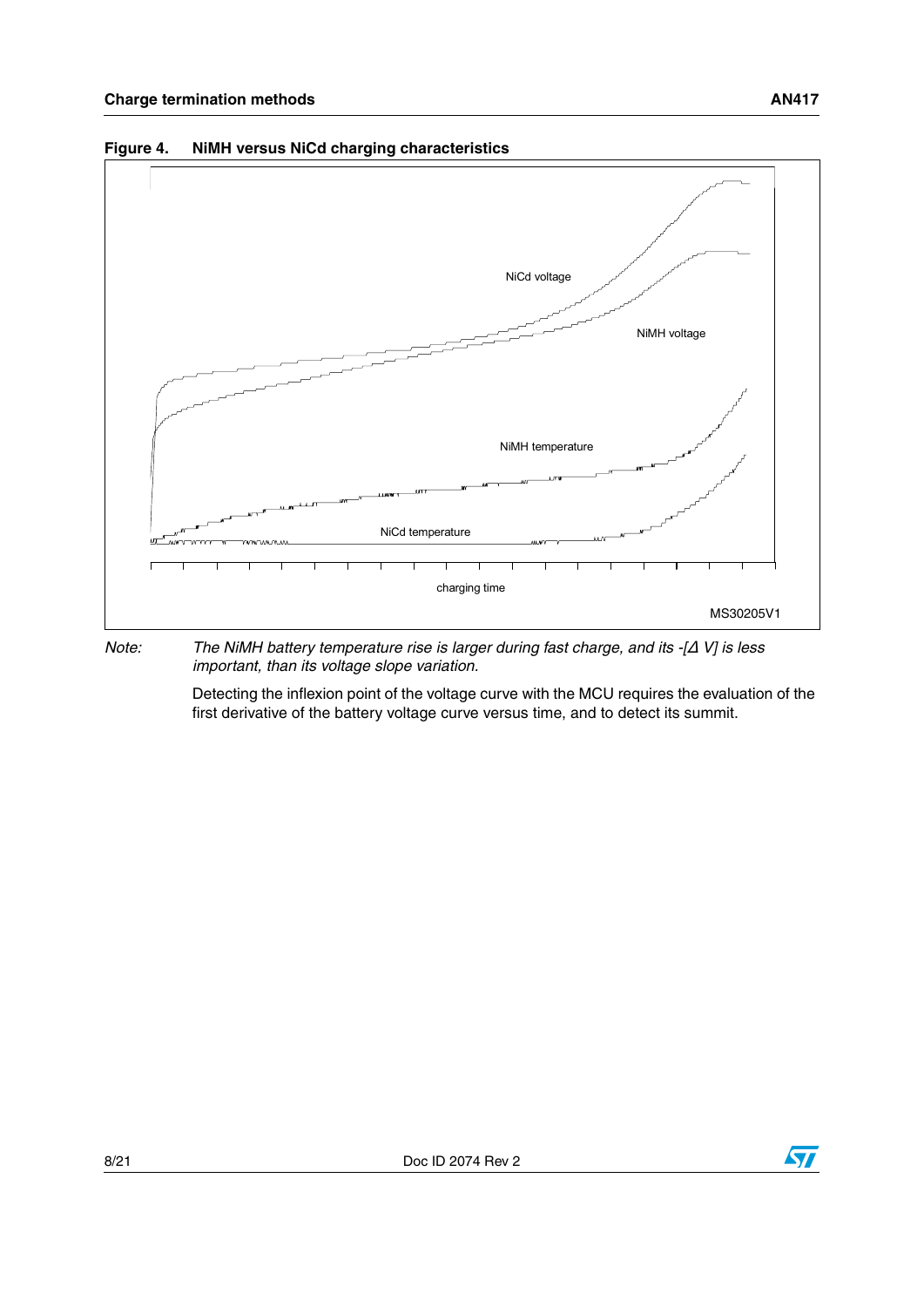**Figure 4. NiMH versus NiCd charging characteristics**

*Note: The NiMH battery temperature rise is larger during fast charge, and its -[Δ V] is less important, than its voltage slope variation.*

Detecting the inflexion point of the voltage curve with the MCU requires the evaluation of the first derivative of the battery voltage curve versus time, and to detect its summit.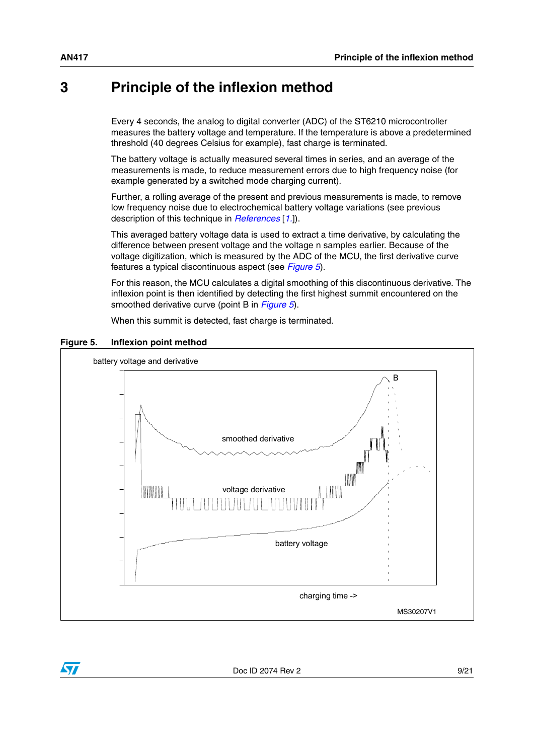# 3 Principle of the inflexion method

Every 4 seconds, the analog to digital converter (ADC) of the ST6210 microcontroller measures the battery voltage and temperature. If the temperature is above a predetermined threshold (40 degrees Celsius for example), fast charge is terminated.

The battery voltage is actually measured several times in series, and an average of the measurements is made, to reduce measurement errors due to high frequency noise (for example generated by a switched mode charging current).

Further, a rolling average of the present and previous measurements is made, to remove low frequency noise due to electrochemical battery voltage variations (see previous description of this technique in References [1.]).

This averaged battery voltage data is used to extract a time derivative, by calculating the difference between present voltage and the voltage n samples earlier. Because of the voltage digitization, which is measured by the ADC of the MCU, the first derivative curve features a typical discontinuous aspect (see Figure 5).

For this reason, the MCU calculates a digital smoothing of this discontinuous derivative. The inflexion point is then identified by detecting the first highest summit encountered on the smoothed derivative curve (point B in Figure 5).

When this summit is detected, fast charge is terminated.

**Figure 5. Inflexion point method**

battery voltage and derivative

B

smoothed derivative

voltage derivative

battery voltage

charging time ->

MS30207V1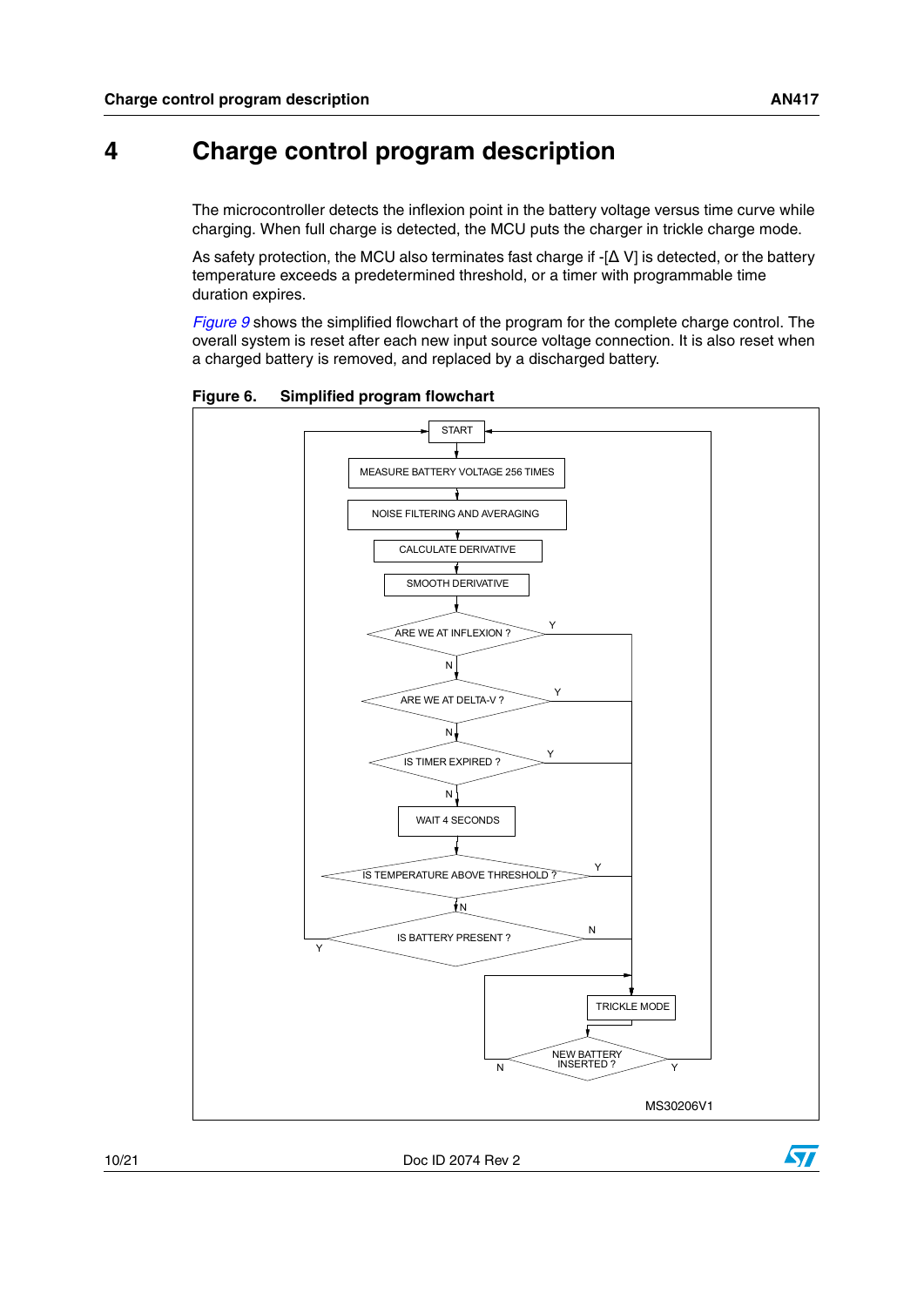# 4 Charge control program description

The microcontroller detects the inflexion point in the battery voltage versus time curve while charging. When full charge is detected, the MCU puts the charger in trickle charge mode.

As safety protection, the MCU also terminates fast charge if $-[\Delta V]$ is detected, or the battery temperature exceeds a predetermined threshold, or a timer with programmable time duration expires.

*Figure 9* shows the simplified flowchart of the program for the complete charge control. The overall system is reset after each new input source voltage connection. It is also reset when a charged battery is removed, and replaced by a discharged battery.

**Figure 6. Simplified program flowchart**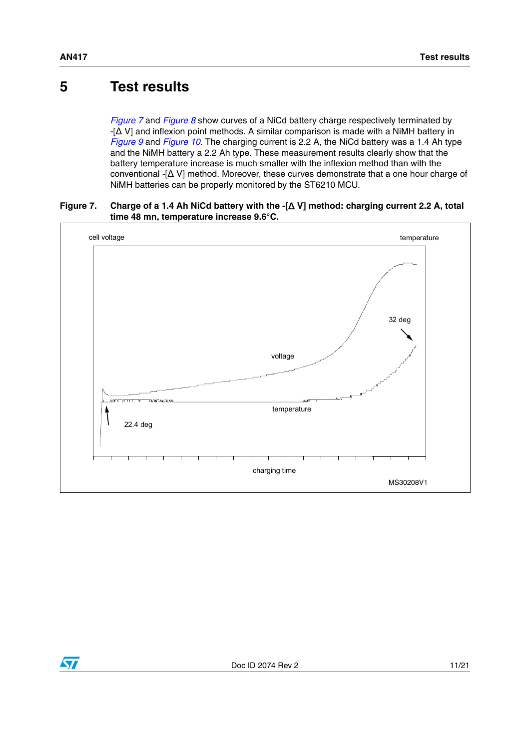# 5 Test results

*Figure 7* and *Figure 8* show curves of a NiCd battery charge respectively terminated by -[Δ V] and inflexion point methods. A similar comparison is made with a NiMH battery in *Figure 9* and *Figure 10*. The charging current is 2.2 A, the NiCd battery was a 1.4 Ah type and the NiMH battery a 2.2 Ah type. These measurement results clearly show that the battery temperature increase is much smaller with the inflexion method than with the conventional -[Δ V] method. Moreover, these curves demonstrate that a one hour charge of NiMH batteries can be properly monitored by the ST6210 MCU.

**Figure 7. Charge of a 1.4 Ah NiCd battery with the -[Δ V] method: charging current 2.2 A, total time 48 mn, temperature increase 9.6°C.**

cell voltage | temperature | voltage | 32 deg | temperature | 22.4 deg | charging time | MS30208V1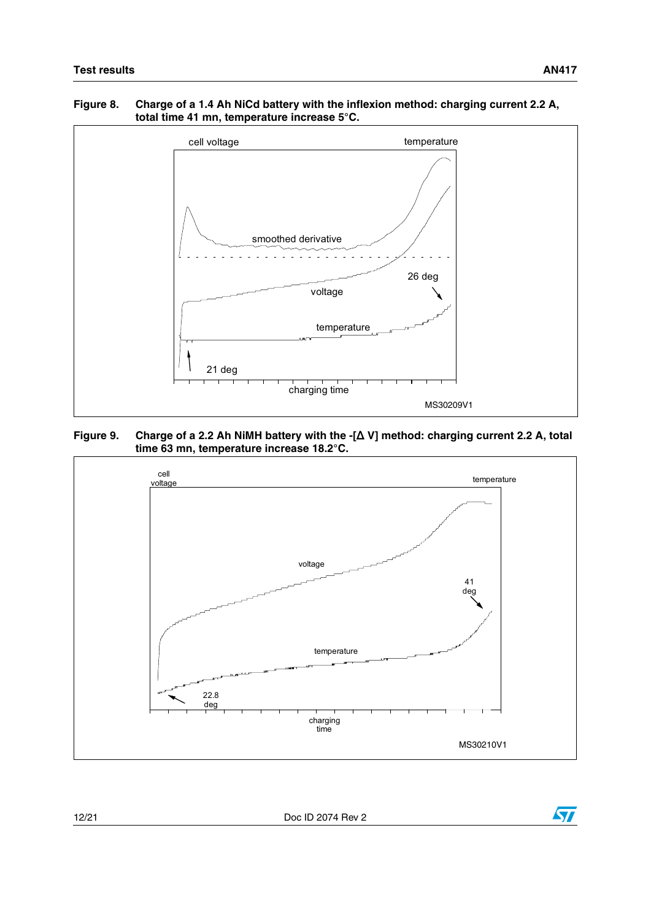**Figure 8. Charge of a 1.4 Ah NiCd battery with the inflexion method: charging current 2.2 A, total time 41 mn, temperature increase 5°C.**

cell voltage | temperature

smoothed derivative

voltage

26 deg

temperature

21 deg

charging time

MS30209V1

**Figure 9. Charge of a 2.2 Ah NiMH battery with the -[Δ V] method: charging current 2.2 A, total time 63 mn, temperature increase 18.2°C.**

cell voltage | temperature

voltage

41 deg

temperature

22.8 deg

charging time

MS30210V1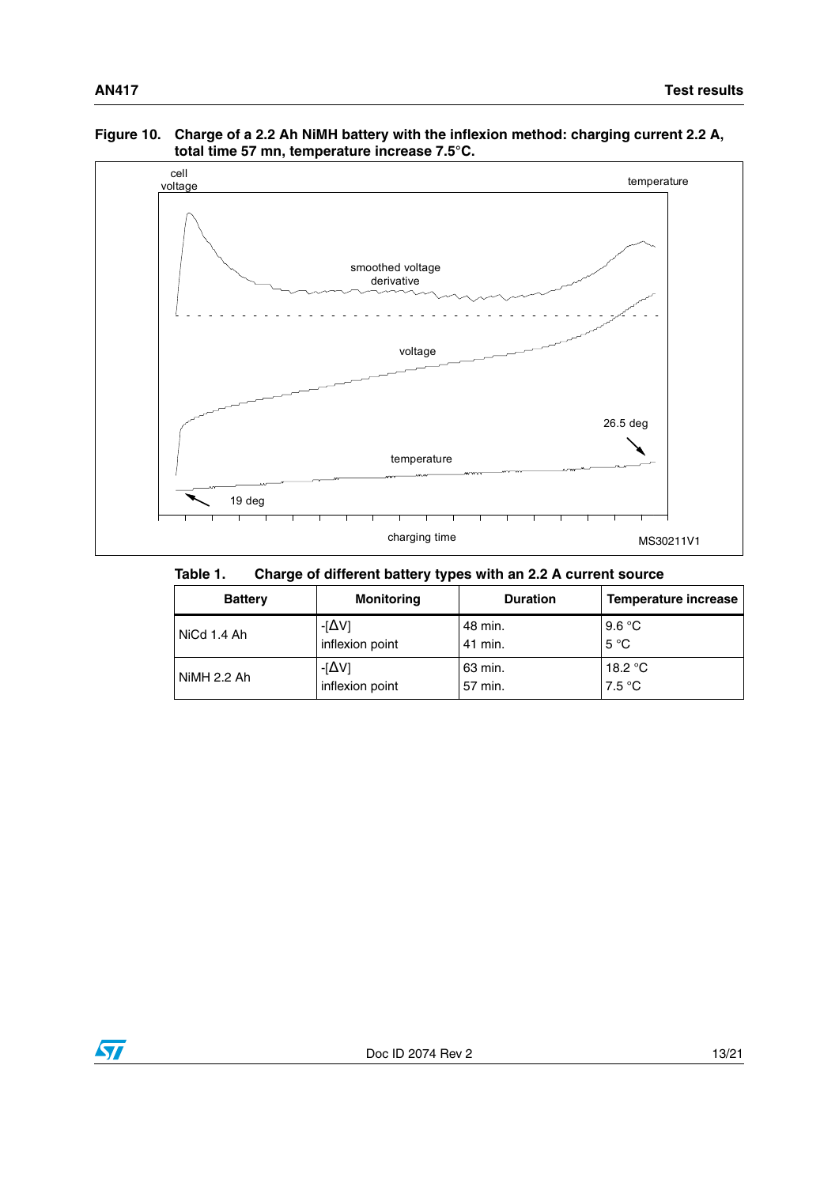**Figure 10. Charge of a 2.2 Ah NiMH battery with the inflexion method: charging current 2.2 A, total time 57 mn, temperature increase 7.5°C.**

**Table 1. Charge of different battery types with an 2.2 A current source**

| Battery | Monitoring | Duration | Temperature increase |
|---|---|---|---|
| NiCd 1.4 Ah | -[ΔV]<br>inflexion point | 48 min.<br>41 min. | 9.6 °C<br>5 °C |
| NiMH 2.2 Ah | -[ΔV]<br>inflexion point | 63 min.<br>57 min. | 18.2 °C<br>7.5 °C |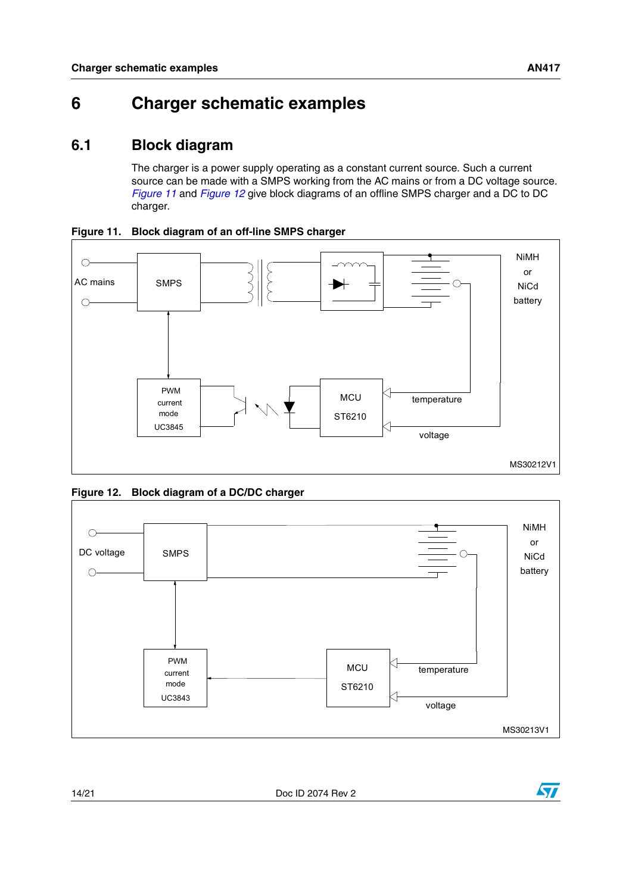# 6 Charger schematic examples

## 6.1 Block diagram

The charger is a power supply operating as a constant current source. Such a current source can be made with a SMPS working from the AC mains or from a DC voltage source. *Figure 11* and *Figure 12* give block diagrams of an offline SMPS charger and a DC to DC charger.

**Figure 11. Block diagram of an off-line SMPS charger**

AC mains, SMPS, NiMH or NiCd battery, PWM current mode UC3845, MCU ST6210, temperature, voltage

MS30212V1

**Figure 12. Block diagram of a DC/DC charger**

DC voltage, SMPS, NiMH or NiCd battery, PWM current mode UC3843, MCU ST6210, temperature, voltage

MS30213V1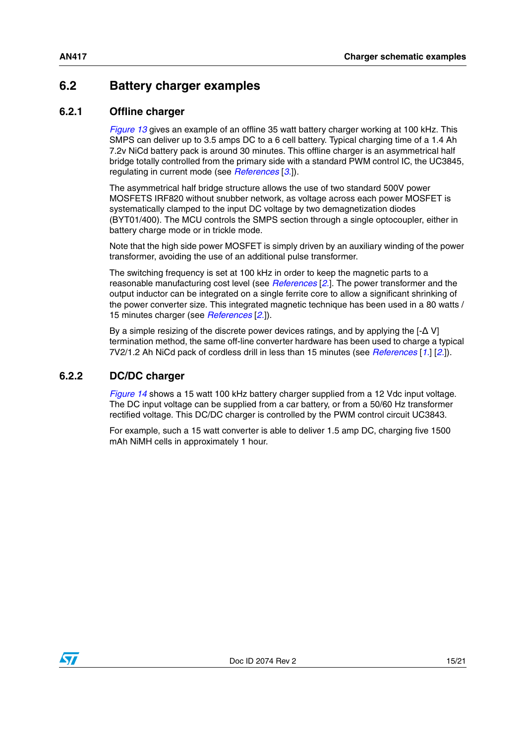## 6.2 Battery charger examples

### 6.2.1 Offline charger

*Figure 13* gives an example of an offline 35 watt battery charger working at 100 kHz. This SMPS can deliver up to 3.5 amps DC to a 6 cell battery. Typical charging time of a 1.4 Ah 7.2v NiCd battery pack is around 30 minutes. This offline charger is an asymmetrical half bridge totally controlled from the primary side with a standard PWM control IC, the UC3845, regulating in current mode (see *References* [3.]).

The asymmetrical half bridge structure allows the use of two standard 500V power MOSFETS IRF820 without snubber network, as voltage across each power MOSFET is systematically clamped to the input DC voltage by two demagnetization diodes (BYT01/400). The MCU controls the SMPS section through a single optocoupler, either in battery charge mode or in trickle mode.

Note that the high side power MOSFET is simply driven by an auxiliary winding of the power transformer, avoiding the use of an additional pulse transformer.

The switching frequency is set at 100 kHz in order to keep the magnetic parts to a reasonable manufacturing cost level (see *References* [2.]. The power transformer and the output inductor can be integrated on a single ferrite core to allow a significant shrinking of the power converter size. This integrated magnetic technique has been used in a 80 watts / 15 minutes charger (see *References* [2.]).

By a simple resizing of the discrete power devices ratings, and by applying the [-Δ V] termination method, the same off-line converter hardware has been used to charge a typical 7V2/1.2 Ah NiCd pack of cordless drill in less than 15 minutes (see *References* [1.] [2.]).

### 6.2.2 DC/DC charger

*Figure 14* shows a 15 watt 100 kHz battery charger supplied from a 12 Vdc input voltage. The DC input voltage can be supplied from a car battery, or from a 50/60 Hz transformer rectified voltage. This DC/DC charger is controlled by the PWM control circuit UC3843.

For example, such a 15 watt converter is able to deliver 1.5 amp DC, charging five 1500 mAh NiMH cells in approximately 1 hour.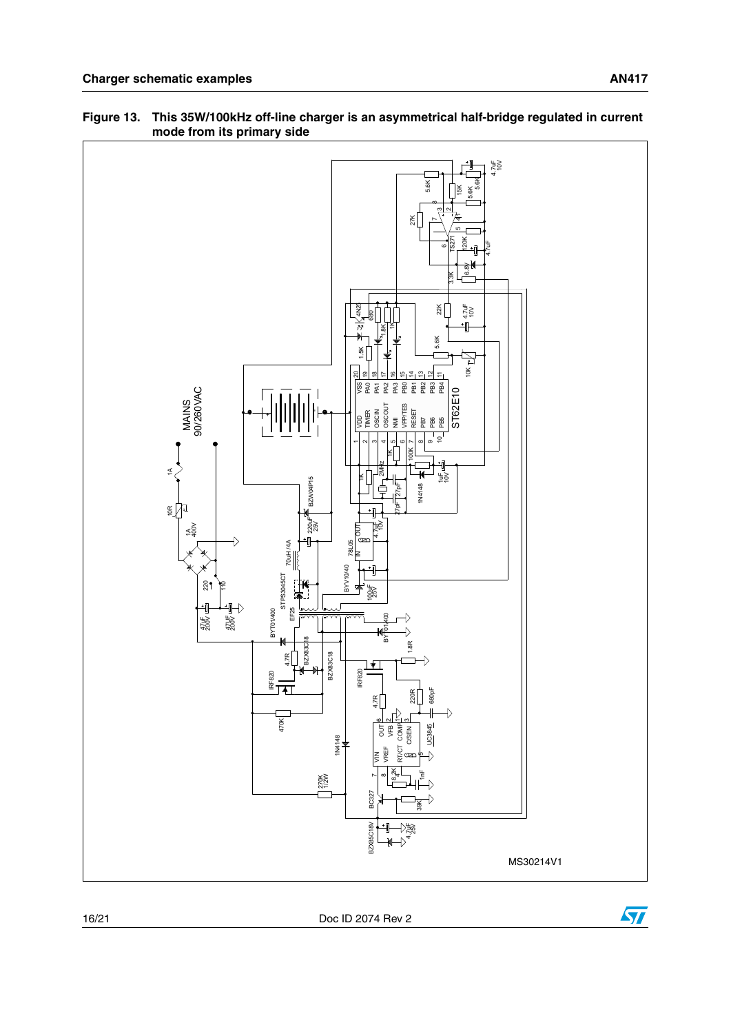**Figure 13. This 35W/100kHz off-line charger is an asymmetrical half-bridge regulated in current mode from its primary side**

MAINS 90/260VAC

MS30214V1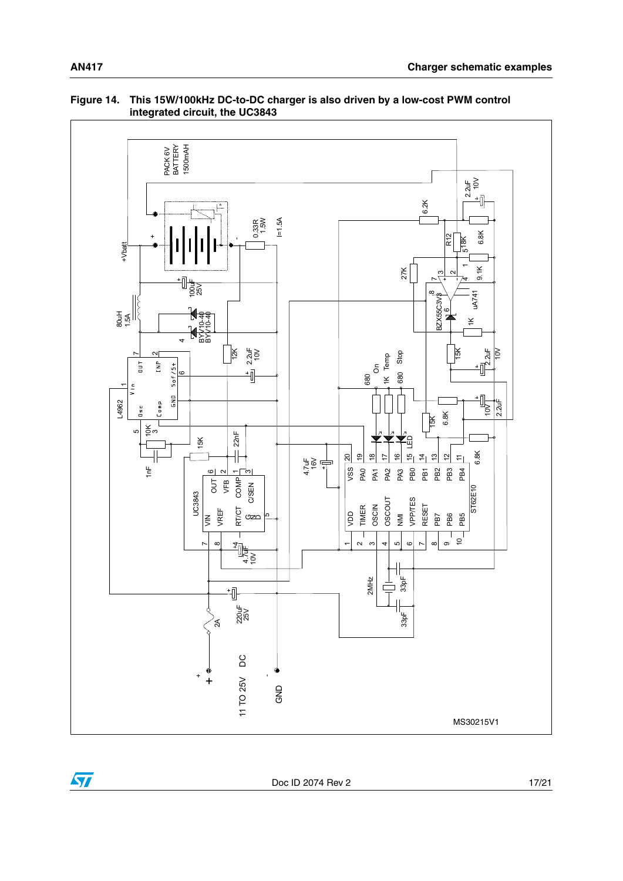**Figure 14. This 15W/100kHz DC-to-DC charger is also driven by a low-cost PWM control integrated circuit, the UC3843**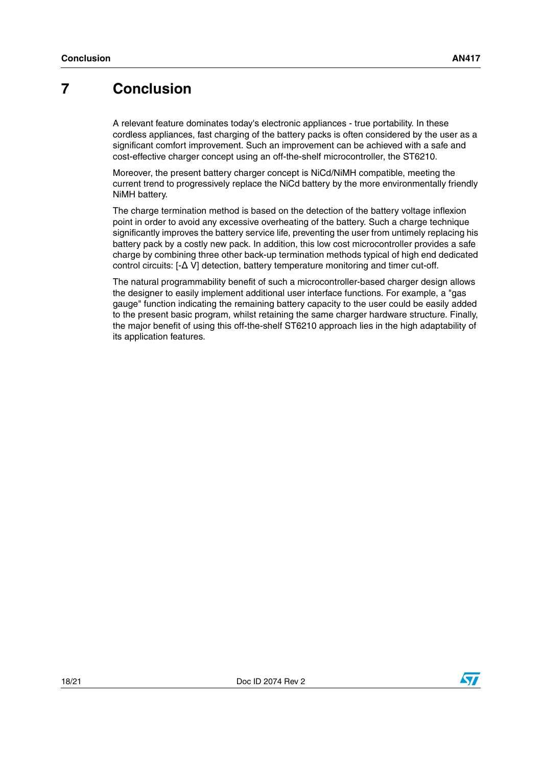# 7 Conclusion

A relevant feature dominates today's electronic appliances - true portability. In these cordless appliances, fast charging of the battery packs is often considered by the user as a significant comfort improvement. Such an improvement can be achieved with a safe and cost-effective charger concept using an off-the-shelf microcontroller, the ST6210.

Moreover, the present battery charger concept is NiCd/NiMH compatible, meeting the current trend to progressively replace the NiCd battery by the more environmentally friendly NiMH battery.

The charge termination method is based on the detection of the battery voltage inflexion point in order to avoid any excessive overheating of the battery. Such a charge technique significantly improves the battery service life, preventing the user from untimely replacing his battery pack by a costly new pack. In addition, this low cost microcontroller provides a safe charge by combining three other back-up termination methods typical of high end dedicated control circuits: [$-\Delta$ V] detection, battery temperature monitoring and timer cut-off.

The natural programmability benefit of such a microcontroller-based charger design allows the designer to easily implement additional user interface functions. For example, a "gas gauge" function indicating the remaining battery capacity to the user could be easily added to the present basic program, whilst retaining the same charger hardware structure. Finally, the major benefit of using this off-the-shelf ST6210 approach lies in the high adaptability of its application features.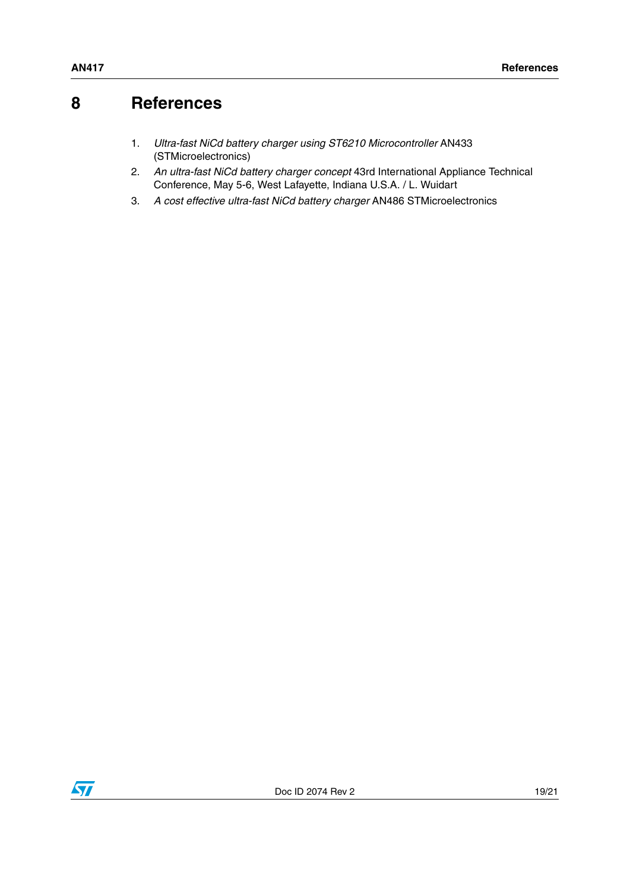# 8 References

1. *Ultra-fast NiCd battery charger using ST6210 Microcontroller* AN433 (STMicroelectronics)
2. *An ultra-fast NiCd battery charger concept* 43rd International Appliance Technical Conference, May 5-6, West Lafayette, Indiana U.S.A. / L. Wuidart
3. *A cost effective ultra-fast NiCd battery charger* AN486 STMicroelectronics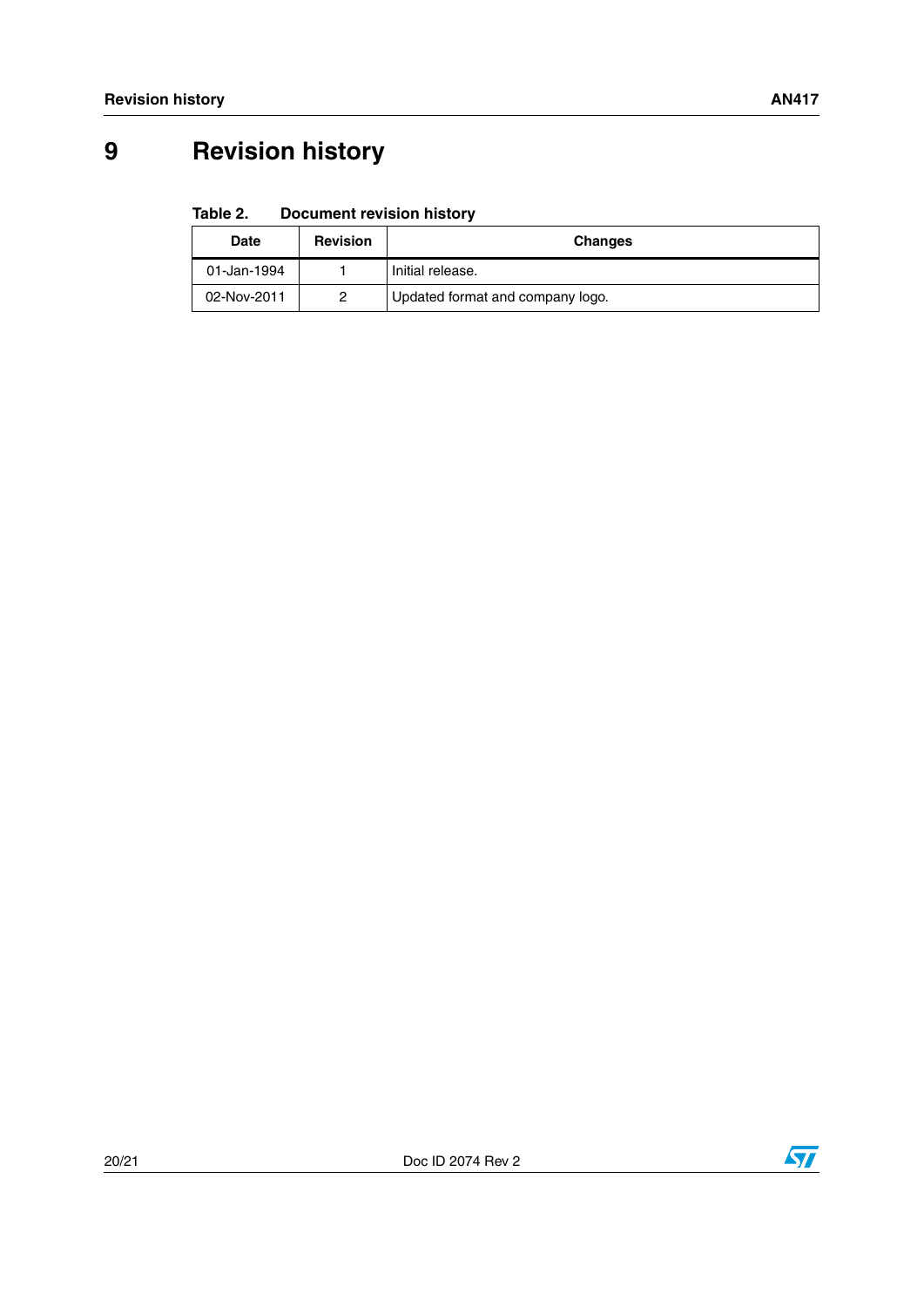# 9 Revision history

**Table 2. Document revision history**

| Date | Revision | Changes |
|---|---|---|
| 01-Jan-1994 | 1 | Initial release. |
| 02-Nov-2011 | 2 | Updated format and company logo. |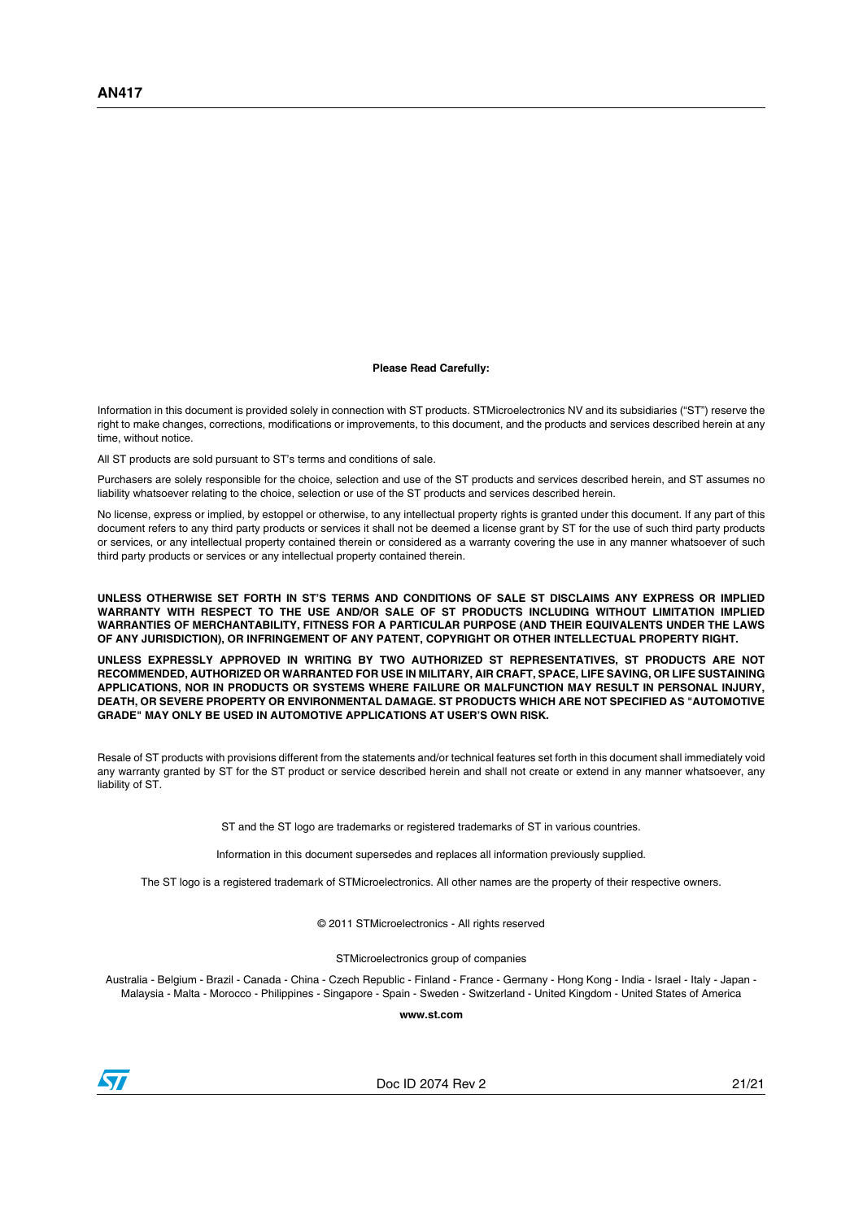**Please Read Carefully:**

Information in this document is provided solely in connection with ST products. STMicroelectronics NV and its subsidiaries ("ST") reserve the right to make changes, corrections, modifications or improvements, to this document, and the products and services described herein at any time, without notice.

All ST products are sold pursuant to ST's terms and conditions of sale.

Purchasers are solely responsible for the choice, selection and use of the ST products and services described herein, and ST assumes no liability whatsoever relating to the choice, selection or use of the ST products and services described herein.

No license, express or implied, by estoppel or otherwise, to any intellectual property rights is granted under this document. If any part of this document refers to any third party products or services it shall not be deemed a license grant by ST for the use of such third party products or services, or any intellectual property contained therein or considered as a warranty covering the use in any manner whatsoever of such third party products or services or any intellectual property contained therein.

**UNLESS OTHERWISE SET FORTH IN ST'S TERMS AND CONDITIONS OF SALE ST DISCLAIMS ANY EXPRESS OR IMPLIED WARRANTY WITH RESPECT TO THE USE AND/OR SALE OF ST PRODUCTS INCLUDING WITHOUT LIMITATION IMPLIED WARRANTIES OF MERCHANTABILITY, FITNESS FOR A PARTICULAR PURPOSE (AND THEIR EQUIVALENTS UNDER THE LAWS OF ANY JURISDICTION), OR INFRINGEMENT OF ANY PATENT, COPYRIGHT OR OTHER INTELLECTUAL PROPERTY RIGHT.**

**UNLESS EXPRESSLY APPROVED IN WRITING BY TWO AUTHORIZED ST REPRESENTATIVES, ST PRODUCTS ARE NOT RECOMMENDED, AUTHORIZED OR WARRANTED FOR USE IN MILITARY, AIR CRAFT, SPACE, LIFE SAVING, OR LIFE SUSTAINING APPLICATIONS, NOR IN PRODUCTS OR SYSTEMS WHERE FAILURE OR MALFUNCTION MAY RESULT IN PERSONAL INJURY, DEATH, OR SEVERE PROPERTY OR ENVIRONMENTAL DAMAGE. ST PRODUCTS WHICH ARE NOT SPECIFIED AS "AUTOMOTIVE GRADE" MAY ONLY BE USED IN AUTOMOTIVE APPLICATIONS AT USER'S OWN RISK.**

Resale of ST products with provisions different from the statements and/or technical features set forth in this document shall immediately void any warranty granted by ST for the ST product or service described herein and shall not create or extend in any manner whatsoever, any liability of ST.

ST and the ST logo are trademarks or registered trademarks of ST in various countries.

Information in this document supersedes and replaces all information previously supplied.

The ST logo is a registered trademark of STMicroelectronics. All other names are the property of their respective owners.

© 2011 STMicroelectronics - All rights reserved

STMicroelectronics group of companies

Australia - Belgium - Brazil - Canada - China - Czech Republic - Finland - France - Germany - Hong Kong - India - Israel - Italy - Japan - Malaysia - Malta - Morocco - Philippines - Singapore - Spain - Sweden - Switzerland - United Kingdom - United States of America

**www.st.com**